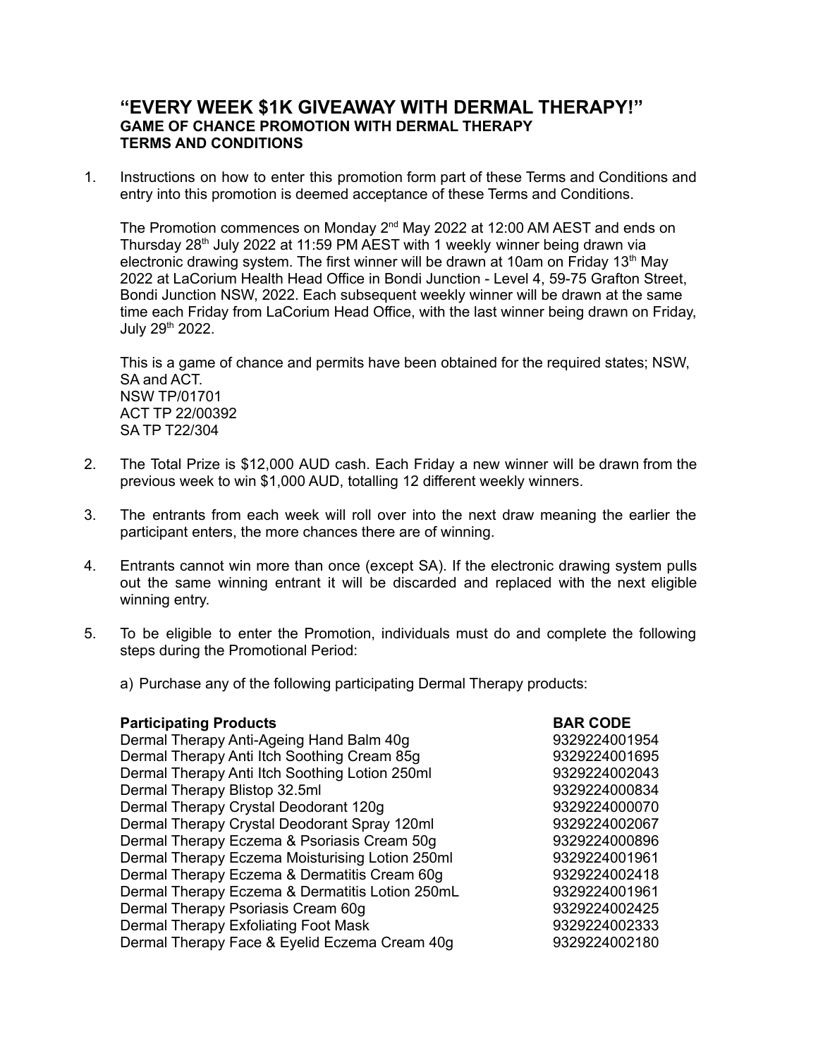# "EVERY WEEK $1K GIVEAWAY WITH DERMAL THERAPY!"

## GAME OF CHANCE PROMOTION WITH DERMAL THERAPY

## TERMS AND CONDITIONS

1. Instructions on how to enter this promotion form part of these Terms and Conditions and entry into this promotion is deemed acceptance of these Terms and Conditions.

   The Promotion commences on Monday 2nd May 2022 at 12:00 AM AEST and ends on Thursday 28th July 2022 at 11:59 PM AEST with 1 weekly winner being drawn via electronic drawing system. The first winner will be drawn at 10am on Friday 13th May 2022 at LaCorium Health Head Office in Bondi Junction - Level 4, 59-75 Grafton Street, Bondi Junction NSW, 2022. Each subsequent weekly winner will be drawn at the same time each Friday from LaCorium Head Office, with the last winner being drawn on Friday, July 29th 2022.

   This is a game of chance and permits have been obtained for the required states; NSW, SA and ACT.
   NSW TP/01701
   ACT TP 22/00392
   SA TP T22/304

2. The Total Prize is $12,000 AUD cash. Each Friday a new winner will be drawn from the previous week to win $1,000 AUD, totalling 12 different weekly winners.

3. The entrants from each week will roll over into the next draw meaning the earlier the participant enters, the more chances there are of winning.

4. Entrants cannot win more than once (except SA). If the electronic drawing system pulls out the same winning entrant it will be discarded and replaced with the next eligible winning entry.

5. To be eligible to enter the Promotion, individuals must do and complete the following steps during the Promotional Period:

   a) Purchase any of the following participating Dermal Therapy products:

| **Participating Products** | **BAR CODE** |
|---|---|
| Dermal Therapy Anti-Ageing Hand Balm 40g | 9329224001954 |
| Dermal Therapy Anti Itch Soothing Cream 85g | 9329224001695 |
| Dermal Therapy Anti Itch Soothing Lotion 250ml | 9329224002043 |
| Dermal Therapy Blistop 32.5ml | 9329224000834 |
| Dermal Therapy Crystal Deodorant 120g | 9329224000070 |
| Dermal Therapy Crystal Deodorant Spray 120ml | 9329224002067 |
| Dermal Therapy Eczema & Psoriasis Cream 50g | 9329224000896 |
| Dermal Therapy Eczema Moisturising Lotion 250ml | 9329224001961 |
| Dermal Therapy Eczema & Dermatitis Cream 60g | 9329224002418 |
| Dermal Therapy Eczema & Dermatitis Lotion 250mL | 9329224001961 |
| Dermal Therapy Psoriasis Cream 60g | 9329224002425 |
| Dermal Therapy Exfoliating Foot Mask | 9329224002333 |
| Dermal Therapy Face & Eyelid Eczema Cream 40g | 9329224002180 |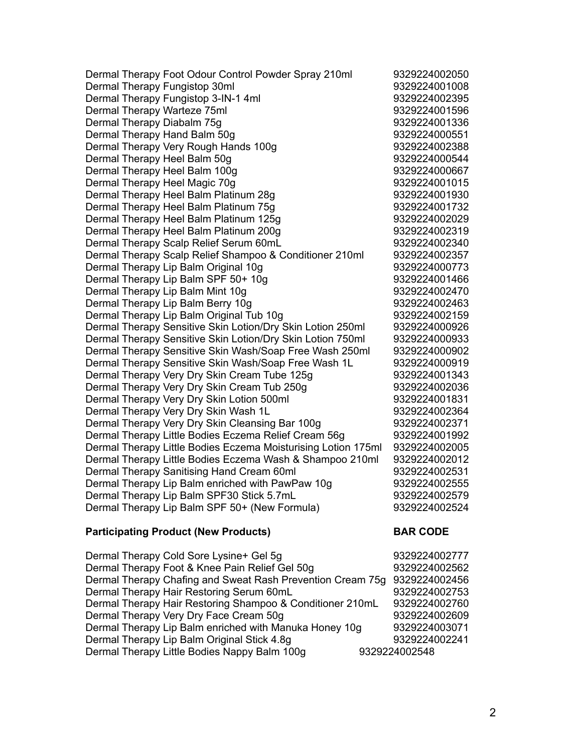| | |
|---|---|
| Dermal Therapy Foot Odour Control Powder Spray 210ml | 9329224002050 |
| Dermal Therapy Fungistop 30ml | 9329224001008 |
| Dermal Therapy Fungistop 3-IN-1 4ml | 9329224002395 |
| Dermal Therapy Warteze 75ml | 9329224001596 |
| Dermal Therapy Diabalm 75g | 9329224001336 |
| Dermal Therapy Hand Balm 50g | 9329224000551 |
| Dermal Therapy Very Rough Hands 100g | 9329224002388 |
| Dermal Therapy Heel Balm 50g | 9329224000544 |
| Dermal Therapy Heel Balm 100g | 9329224000667 |
| Dermal Therapy Heel Magic 70g | 9329224001015 |
| Dermal Therapy Heel Balm Platinum 28g | 9329224001930 |
| Dermal Therapy Heel Balm Platinum 75g | 9329224001732 |
| Dermal Therapy Heel Balm Platinum 125g | 9329224002029 |
| Dermal Therapy Heel Balm Platinum 200g | 9329224002319 |
| Dermal Therapy Scalp Relief Serum 60mL | 9329224002340 |
| Dermal Therapy Scalp Relief Shampoo & Conditioner 210ml | 9329224002357 |
| Dermal Therapy Lip Balm Original 10g | 9329224000773 |
| Dermal Therapy Lip Balm SPF 50+ 10g | 9329224001466 |
| Dermal Therapy Lip Balm Mint 10g | 9329224002470 |
| Dermal Therapy Lip Balm Berry 10g | 9329224002463 |
| Dermal Therapy Lip Balm Original Tub 10g | 9329224002159 |
| Dermal Therapy Sensitive Skin Lotion/Dry Skin Lotion 250ml | 9329224000926 |
| Dermal Therapy Sensitive Skin Lotion/Dry Skin Lotion 750ml | 9329224000933 |
| Dermal Therapy Sensitive Skin Wash/Soap Free Wash 250ml | 9329224000902 |
| Dermal Therapy Sensitive Skin Wash/Soap Free Wash 1L | 9329224000919 |
| Dermal Therapy Very Dry Skin Cream Tube 125g | 9329224001343 |
| Dermal Therapy Very Dry Skin Cream Tub 250g | 9329224002036 |
| Dermal Therapy Very Dry Skin Lotion 500ml | 9329224001831 |
| Dermal Therapy Very Dry Skin Wash 1L | 9329224002364 |
| Dermal Therapy Very Dry Skin Cleansing Bar 100g | 9329224002371 |
| Dermal Therapy Little Bodies Eczema Relief Cream 56g | 9329224001992 |
| Dermal Therapy Little Bodies Eczema Moisturising Lotion 175ml | 9329224002005 |
| Dermal Therapy Little Bodies Eczema Wash & Shampoo 210ml | 9329224002012 |
| Dermal Therapy Sanitising Hand Cream 60ml | 9329224002531 |
| Dermal Therapy Lip Balm enriched with PawPaw 10g | 9329224002555 |
| Dermal Therapy Lip Balm SPF30 Stick 5.7mL | 9329224002579 |
| Dermal Therapy Lip Balm SPF 50+ (New Formula) | 9329224002524 |

| **Participating Product (New Products)** | **BAR CODE** |
|---|---|
| Dermal Therapy Cold Sore Lysine+ Gel 5g | 9329224002777 |
| Dermal Therapy Foot & Knee Pain Relief Gel 50g | 9329224002562 |
| Dermal Therapy Chafing and Sweat Rash Prevention Cream 75g | 9329224002456 |
| Dermal Therapy Hair Restoring Serum 60mL | 9329224002753 |
| Dermal Therapy Hair Restoring Shampoo & Conditioner 210mL | 9329224002760 |
| Dermal Therapy Very Dry Face Cream 50g | 9329224002609 |
| Dermal Therapy Lip Balm enriched with Manuka Honey 10g | 9329224003071 |
| Dermal Therapy Lip Balm Original Stick 4.8g | 9329224002241 |
| Dermal Therapy Little Bodies Nappy Balm 100g | 9329224002548 |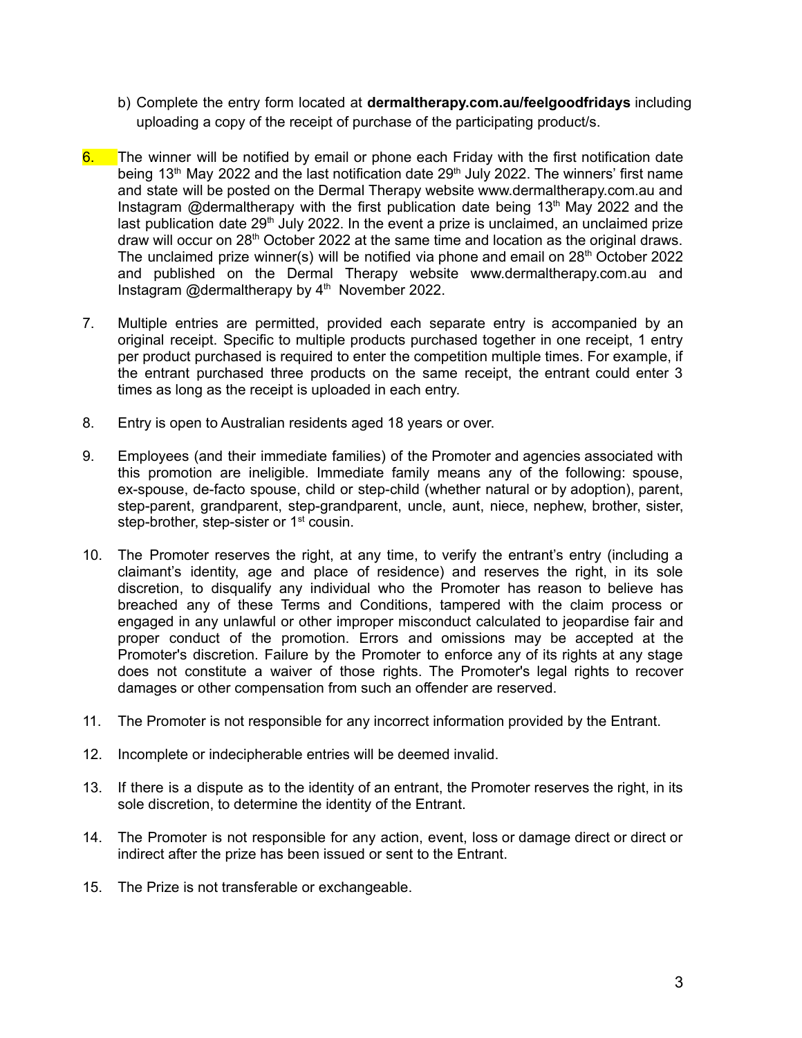b) Complete the entry form located at **dermaltherapy.com.au/feelgoodfridays** including uploading a copy of the receipt of purchase of the participating product/s.

6. The winner will be notified by email or phone each Friday with the first notification date being 13th May 2022 and the last notification date 29th July 2022. The winners' first name and state will be posted on the Dermal Therapy website www.dermaltherapy.com.au and Instagram @dermaltherapy with the first publication date being 13th May 2022 and the last publication date 29th July 2022. In the event a prize is unclaimed, an unclaimed prize draw will occur on 28th October 2022 at the same time and location as the original draws. The unclaimed prize winner(s) will be notified via phone and email on 28th October 2022 and published on the Dermal Therapy website www.dermaltherapy.com.au and Instagram @dermaltherapy by 4th November 2022.

7. Multiple entries are permitted, provided each separate entry is accompanied by an original receipt. Specific to multiple products purchased together in one receipt, 1 entry per product purchased is required to enter the competition multiple times. For example, if the entrant purchased three products on the same receipt, the entrant could enter 3 times as long as the receipt is uploaded in each entry.

8. Entry is open to Australian residents aged 18 years or over.

9. Employees (and their immediate families) of the Promoter and agencies associated with this promotion are ineligible. Immediate family means any of the following: spouse, ex-spouse, de-facto spouse, child or step-child (whether natural or by adoption), parent, step-parent, grandparent, step-grandparent, uncle, aunt, niece, nephew, brother, sister, step-brother, step-sister or 1st cousin.

10. The Promoter reserves the right, at any time, to verify the entrant's entry (including a claimant's identity, age and place of residence) and reserves the right, in its sole discretion, to disqualify any individual who the Promoter has reason to believe has breached any of these Terms and Conditions, tampered with the claim process or engaged in any unlawful or other improper misconduct calculated to jeopardise fair and proper conduct of the promotion. Errors and omissions may be accepted at the Promoter's discretion. Failure by the Promoter to enforce any of its rights at any stage does not constitute a waiver of those rights. The Promoter's legal rights to recover damages or other compensation from such an offender are reserved.

11. The Promoter is not responsible for any incorrect information provided by the Entrant.

12. Incomplete or indecipherable entries will be deemed invalid.

13. If there is a dispute as to the identity of an entrant, the Promoter reserves the right, in its sole discretion, to determine the identity of the Entrant.

14. The Promoter is not responsible for any action, event, loss or damage direct or direct or indirect after the prize has been issued or sent to the Entrant.

15. The Prize is not transferable or exchangeable.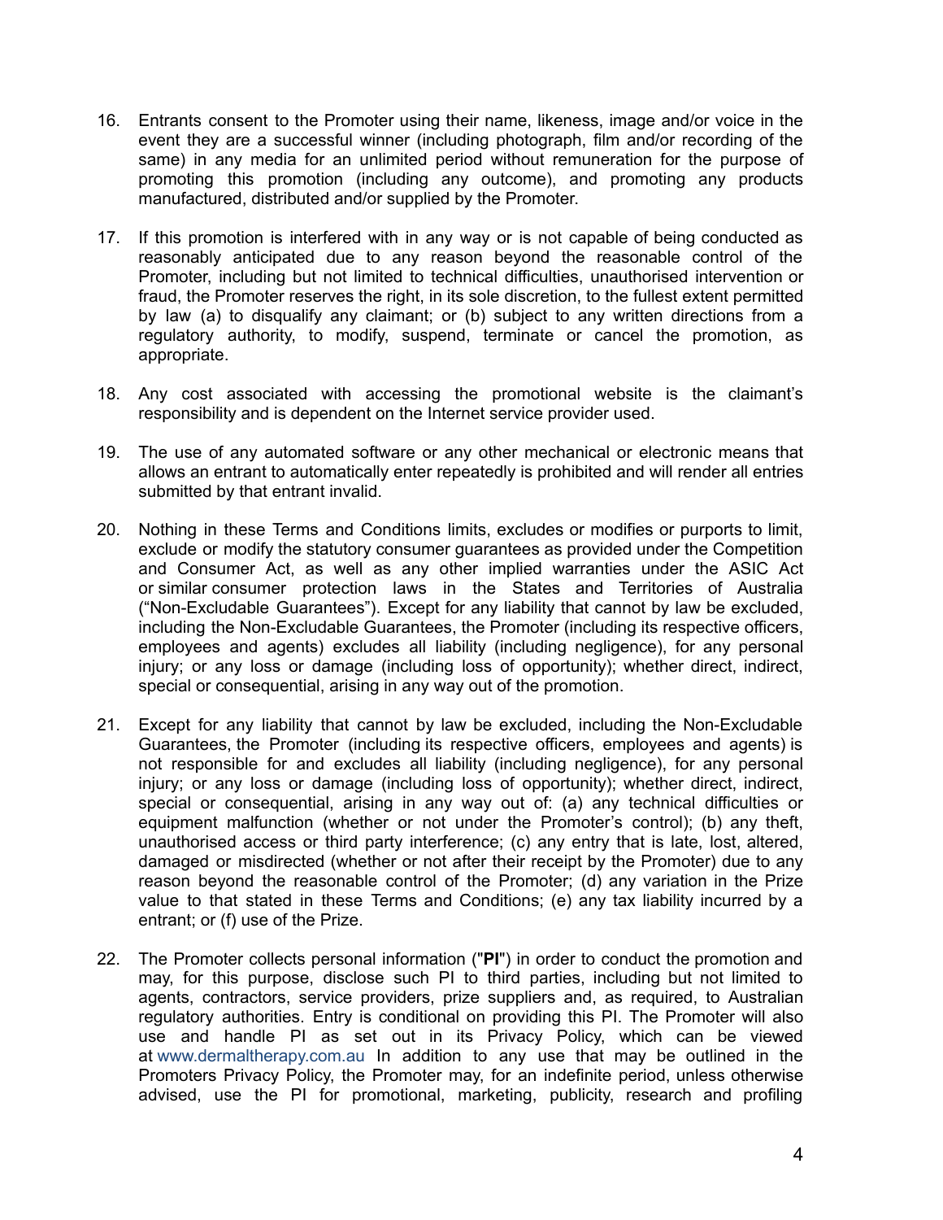16. Entrants consent to the Promoter using their name, likeness, image and/or voice in the event they are a successful winner (including photograph, film and/or recording of the same) in any media for an unlimited period without remuneration for the purpose of promoting this promotion (including any outcome), and promoting any products manufactured, distributed and/or supplied by the Promoter.

17. If this promotion is interfered with in any way or is not capable of being conducted as reasonably anticipated due to any reason beyond the reasonable control of the Promoter, including but not limited to technical difficulties, unauthorised intervention or fraud, the Promoter reserves the right, in its sole discretion, to the fullest extent permitted by law (a) to disqualify any claimant; or (b) subject to any written directions from a regulatory authority, to modify, suspend, terminate or cancel the promotion, as appropriate.

18. Any cost associated with accessing the promotional website is the claimant's responsibility and is dependent on the Internet service provider used.

19. The use of any automated software or any other mechanical or electronic means that allows an entrant to automatically enter repeatedly is prohibited and will render all entries submitted by that entrant invalid.

20. Nothing in these Terms and Conditions limits, excludes or modifies or purports to limit, exclude or modify the statutory consumer guarantees as provided under the Competition and Consumer Act, as well as any other implied warranties under the ASIC Act or similar consumer protection laws in the States and Territories of Australia ("Non-Excludable Guarantees"). Except for any liability that cannot by law be excluded, including the Non-Excludable Guarantees, the Promoter (including its respective officers, employees and agents) excludes all liability (including negligence), for any personal injury; or any loss or damage (including loss of opportunity); whether direct, indirect, special or consequential, arising in any way out of the promotion.

21. Except for any liability that cannot by law be excluded, including the Non-Excludable Guarantees, the Promoter (including its respective officers, employees and agents) is not responsible for and excludes all liability (including negligence), for any personal injury; or any loss or damage (including loss of opportunity); whether direct, indirect, special or consequential, arising in any way out of: (a) any technical difficulties or equipment malfunction (whether or not under the Promoter's control); (b) any theft, unauthorised access or third party interference; (c) any entry that is late, lost, altered, damaged or misdirected (whether or not after their receipt by the Promoter) due to any reason beyond the reasonable control of the Promoter; (d) any variation in the Prize value to that stated in these Terms and Conditions; (e) any tax liability incurred by a entrant; or (f) use of the Prize.

22. The Promoter collects personal information ("**PI**") in order to conduct the promotion and may, for this purpose, disclose such PI to third parties, including but not limited to agents, contractors, service providers, prize suppliers and, as required, to Australian regulatory authorities. Entry is conditional on providing this PI. The Promoter will also use and handle PI as set out in its Privacy Policy, which can be viewed at www.dermaltherapy.com.au In addition to any use that may be outlined in the Promoters Privacy Policy, the Promoter may, for an indefinite period, unless otherwise advised, use the PI for promotional, marketing, publicity, research and profiling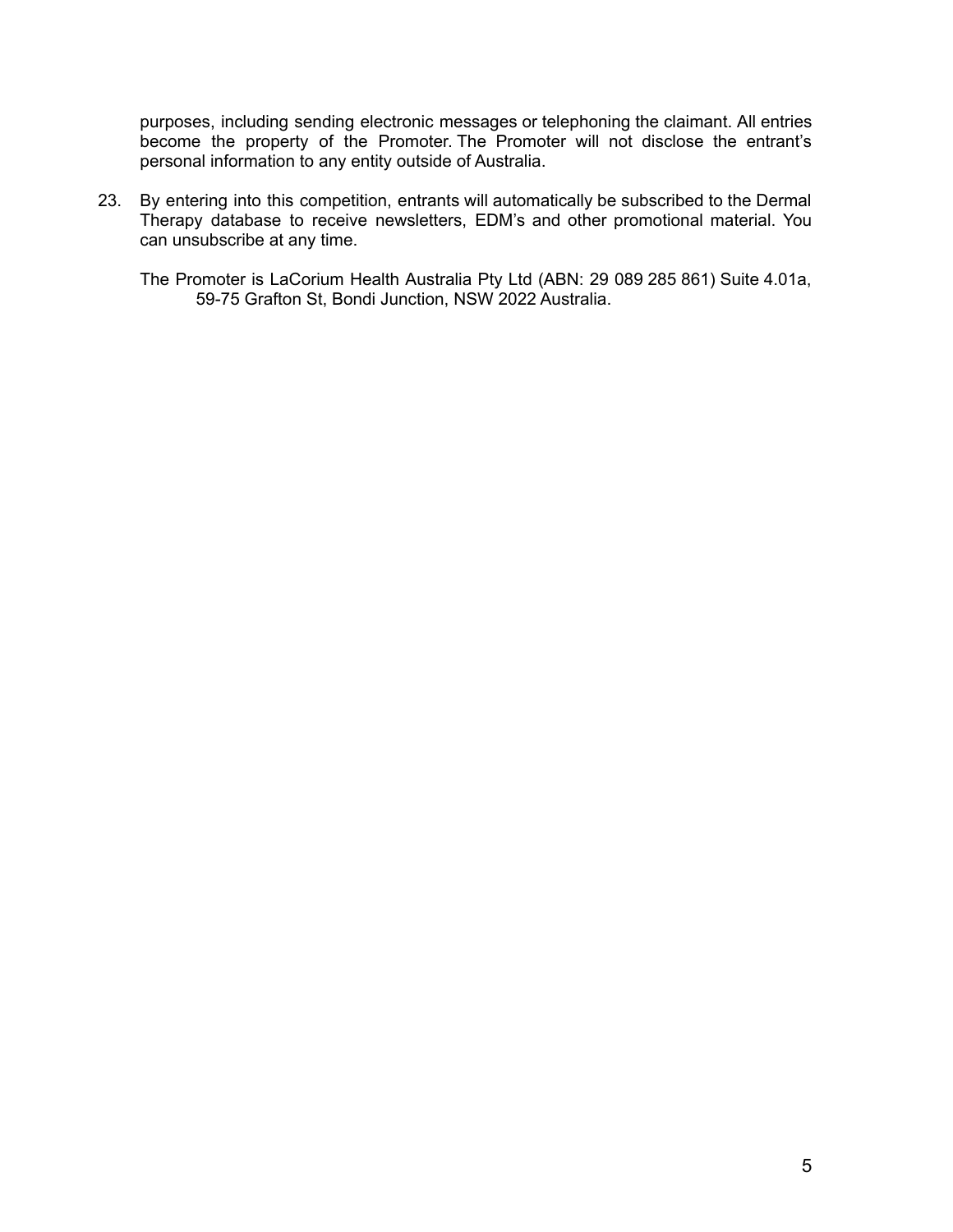purposes, including sending electronic messages or telephoning the claimant. All entries become the property of the Promoter. The Promoter will not disclose the entrant's personal information to any entity outside of Australia.

23. By entering into this competition, entrants will automatically be subscribed to the Dermal Therapy database to receive newsletters, EDM's and other promotional material. You can unsubscribe at any time.

    The Promoter is LaCorium Health Australia Pty Ltd (ABN: 29 089 285 861) Suite 4.01a, 59-75 Grafton St, Bondi Junction, NSW 2022 Australia.